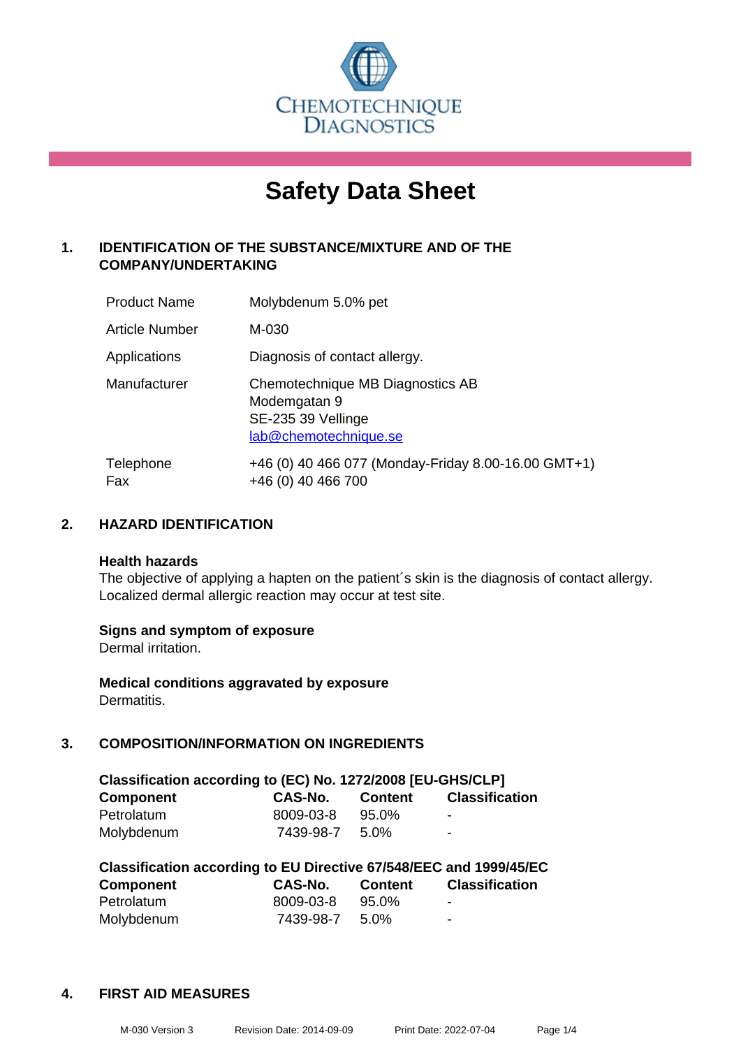CHEMOTECHNIQUE DIAGNOSTICS

# Safety Data Sheet

## 1. IDENTIFICATION OF THE SUBSTANCE/MIXTURE AND OF THE COMPANY/UNDERTAKING

| | |
|---|---|
| Product Name | Molybdenum 5.0% pet |
| Article Number | M-030 |
| Applications | Diagnosis of contact allergy. |
| Manufacturer | Chemotechnique MB Diagnostics AB<br>Modemgatan 9<br>SE-235 39 Vellinge<br>lab@chemotechnique.se |
| Telephone<br>Fax | +46 (0) 40 466 077 (Monday-Friday 8.00-16.00 GMT+1)<br>+46 (0) 40 466 700 |

## 2. HAZARD IDENTIFICATION

**Health hazards**
The objective of applying a hapten on the patient´s skin is the diagnosis of contact allergy. Localized dermal allergic reaction may occur at test site.

**Signs and symptom of exposure**
Dermal irritation.

**Medical conditions aggravated by exposure**
Dermatitis.

## 3. COMPOSITION/INFORMATION ON INGREDIENTS

**Classification according to (EC) No. 1272/2008 [EU-GHS/CLP]**

| Component | CAS-No. | Content | Classification |
|---|---|---|---|
| Petrolatum | 8009-03-8 | 95.0% | - |
| Molybdenum | 7439-98-7 | 5.0% | - |

**Classification according to EU Directive 67/548/EEC and 1999/45/EC**

| Component | CAS-No. | Content | Classification |
|---|---|---|---|
| Petrolatum | 8009-03-8 | 95.0% | - |
| Molybdenum | 7439-98-7 | 5.0% | - |

## 4. FIRST AID MEASURES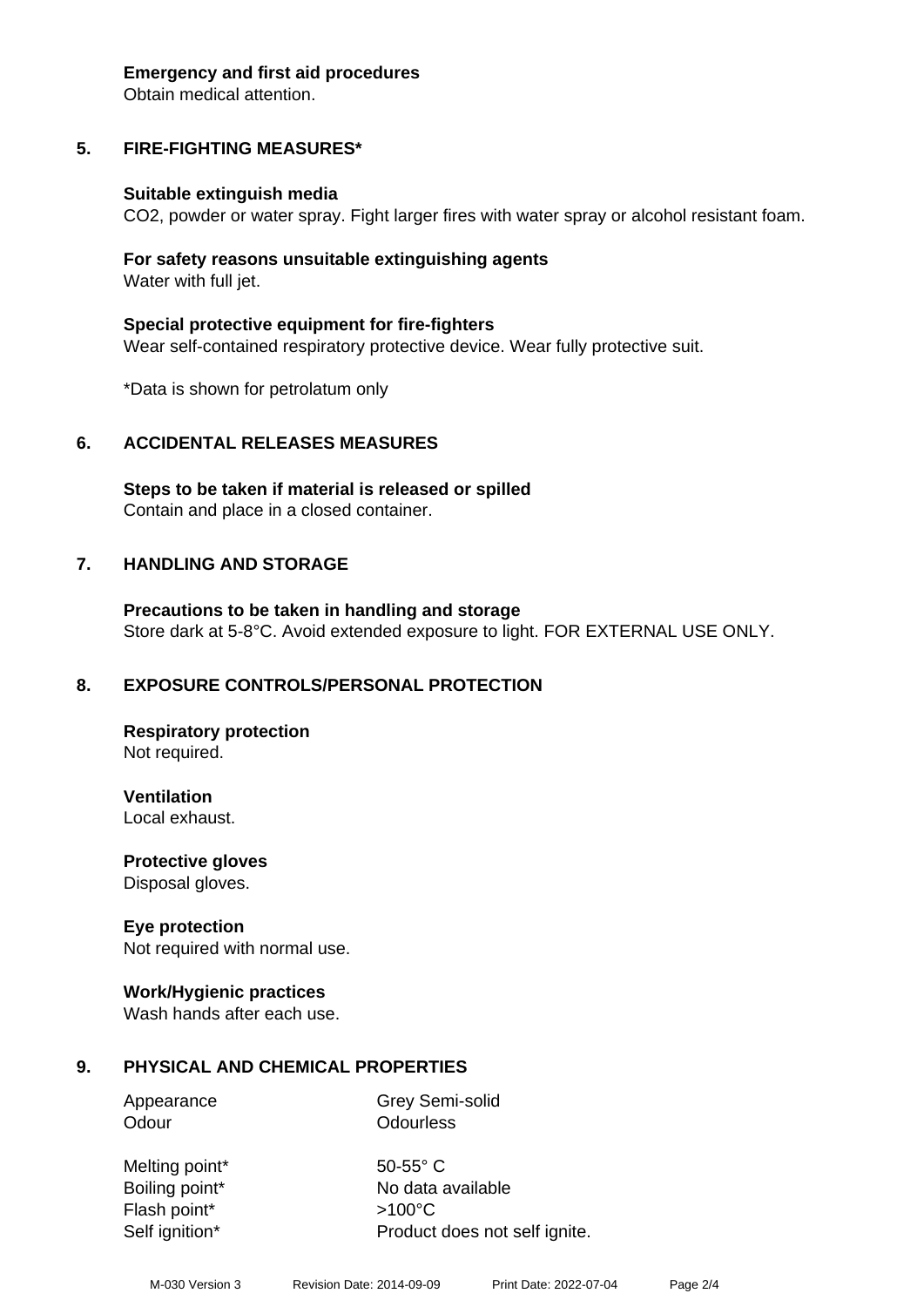**Emergency and first aid procedures**
Obtain medical attention.

## 5. FIRE-FIGHTING MEASURES*

**Suitable extinguish media**
$CO_2$, powder or water spray. Fight larger fires with water spray or alcohol resistant foam.

**For safety reasons unsuitable extinguishing agents**
Water with full jet.

**Special protective equipment for fire-fighters**
Wear self-contained respiratory protective device. Wear fully protective suit.

*Data is shown for petrolatum only

## 6. ACCIDENTAL RELEASES MEASURES

**Steps to be taken if material is released or spilled**
Contain and place in a closed container.

## 7. HANDLING AND STORAGE

**Precautions to be taken in handling and storage**
Store dark at 5-8°C. Avoid extended exposure to light. FOR EXTERNAL USE ONLY.

## 8. EXPOSURE CONTROLS/PERSONAL PROTECTION

**Respiratory protection**
Not required.

**Ventilation**
Local exhaust.

**Protective gloves**
Disposal gloves.

**Eye protection**
Not required with normal use.

**Work/Hygienic practices**
Wash hands after each use.

## 9. PHYSICAL AND CHEMICAL PROPERTIES

| | |
|---|---|
| Appearance | Grey Semi-solid |
| Odour | Odourless |
| Melting point* | 50-55° C |
| Boiling point* | No data available |
| Flash point* | >100°C |
| Self ignition* | Product does not self ignite. |

M-030 Version 3 Revision Date: 2014-09-09 Print Date: 2022-07-04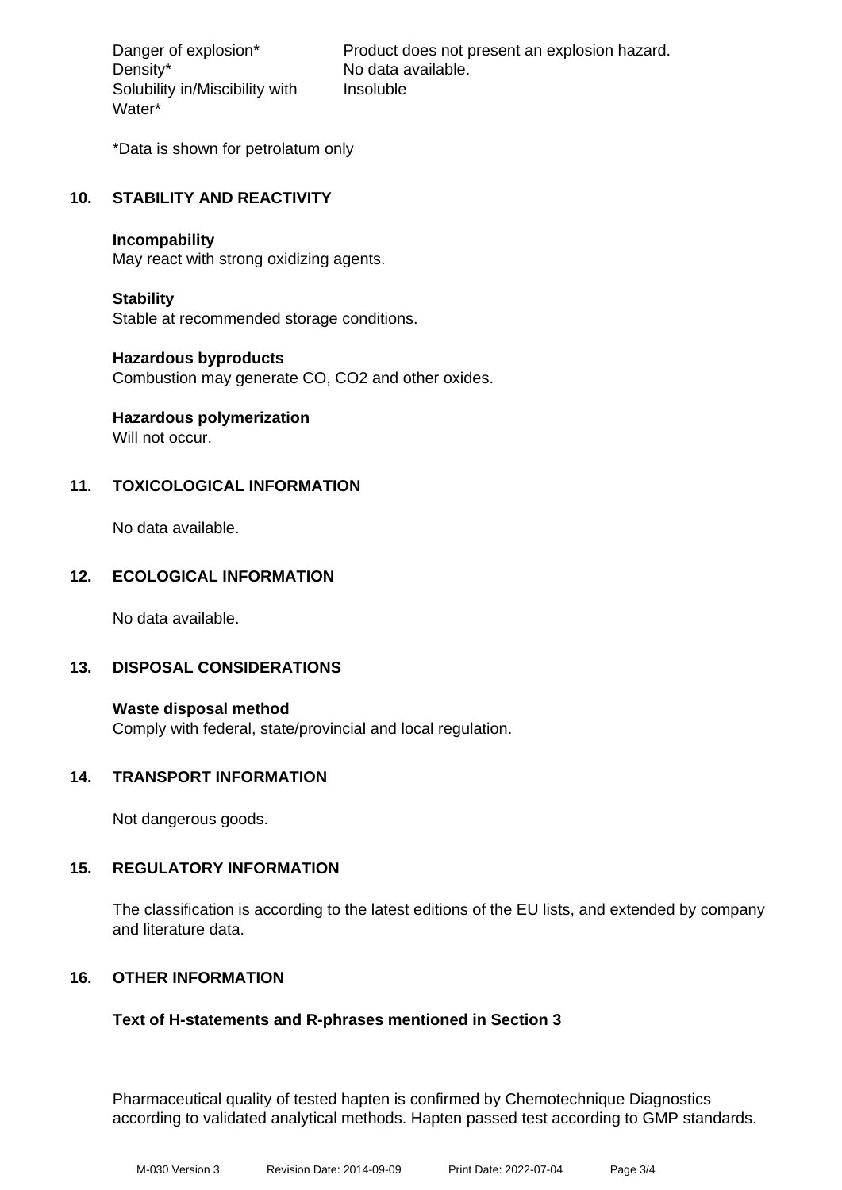| | |
|---|---|
| Danger of explosion* | Product does not present an explosion hazard. |
| Density* | No data available. |
| Solubility in/Miscibility with Water* | Insoluble |

*Data is shown for petrolatum only

## 10. STABILITY AND REACTIVITY

**Incompability**
May react with strong oxidizing agents.

**Stability**
Stable at recommended storage conditions.

**Hazardous byproducts**
Combustion may generate CO, CO2 and other oxides.

**Hazardous polymerization**
Will not occur.

## 11. TOXICOLOGICAL INFORMATION

No data available.

## 12. ECOLOGICAL INFORMATION

No data available.

## 13. DISPOSAL CONSIDERATIONS

**Waste disposal method**
Comply with federal, state/provincial and local regulation.

## 14. TRANSPORT INFORMATION

Not dangerous goods.

## 15. REGULATORY INFORMATION

The classification is according to the latest editions of the EU lists, and extended by company and literature data.

## 16. OTHER INFORMATION

**Text of H-statements and R-phrases mentioned in Section 3**

Pharmaceutical quality of tested hapten is confirmed by Chemotechnique Diagnostics according to validated analytical methods. Hapten passed test according to GMP standards.

M-030 Version 3 Revision Date: 2014-09-09 Print Date: 2022-07-04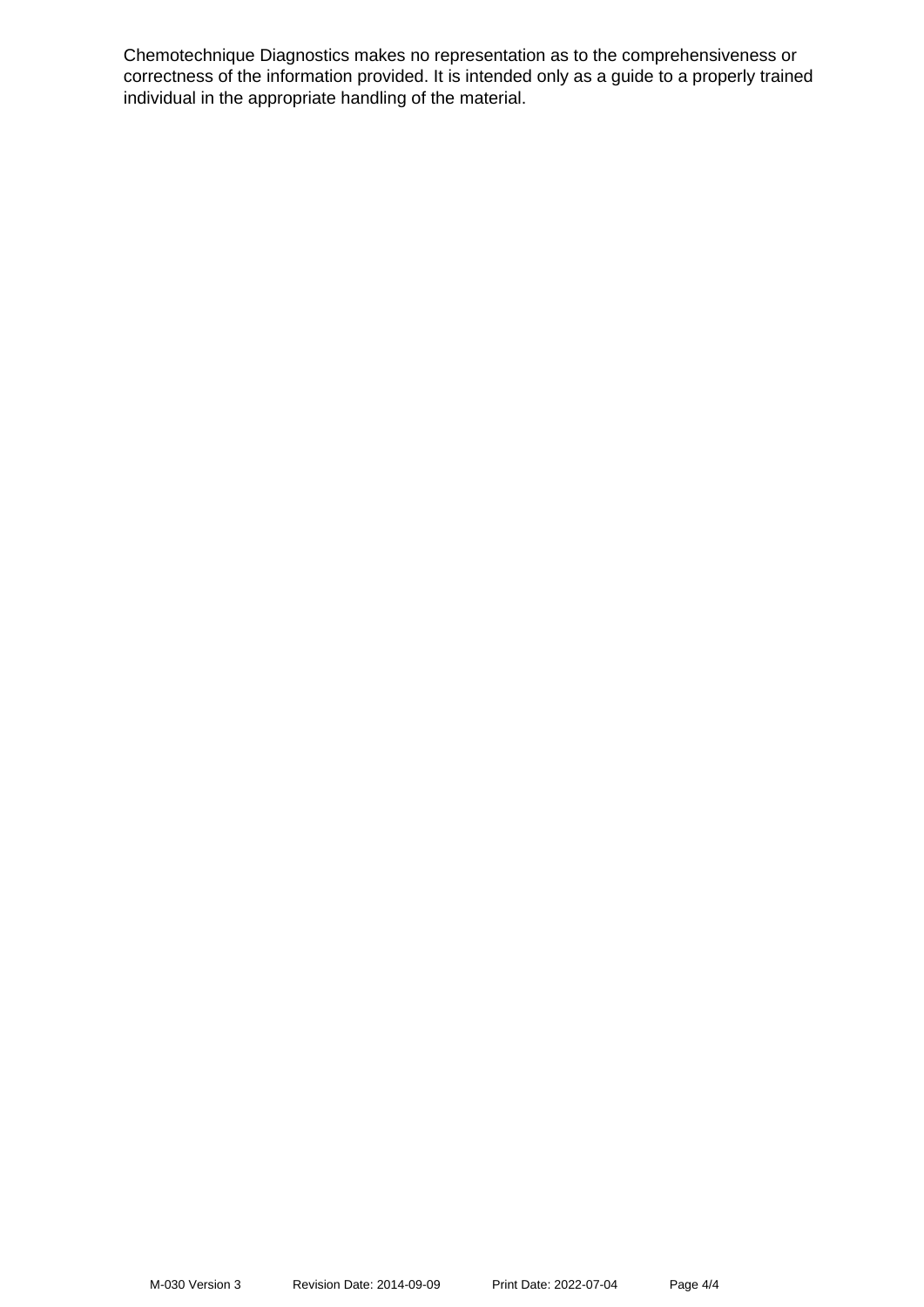Chemotechnique Diagnostics makes no representation as to the comprehensiveness or correctness of the information provided. It is intended only as a guide to a properly trained individual in the appropriate handling of the material.